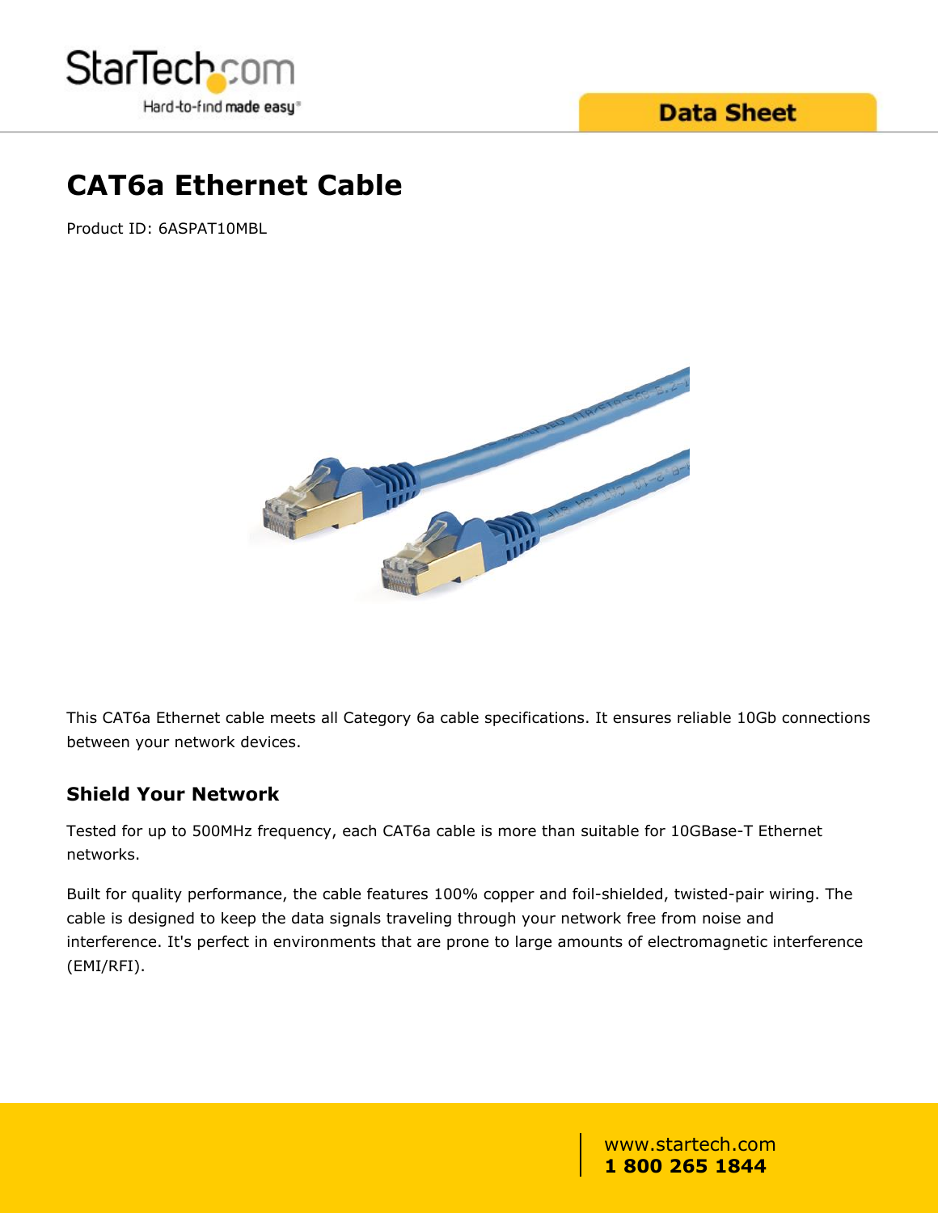# CAT6a Ethernet Cable

Product ID: 6ASPAT10MBL

This CAT6a Ethernet cable meets all Category 6a cable specifications. It ensures reliable 10Gb connections between your network devices.

## Shield Your Network

Tested for up to 500MHz frequency, each CAT6a cable is more than suitable for 10GBase-T Ethernet networks.

Built for quality performance, the cable features 100% copper and foil-shielded, twisted-pair wiring. The cable is designed to keep the data signals traveling through your network free from noise and interference. It's perfect in environments that are prone to large amounts of electromagnetic interference (EMI/RFI).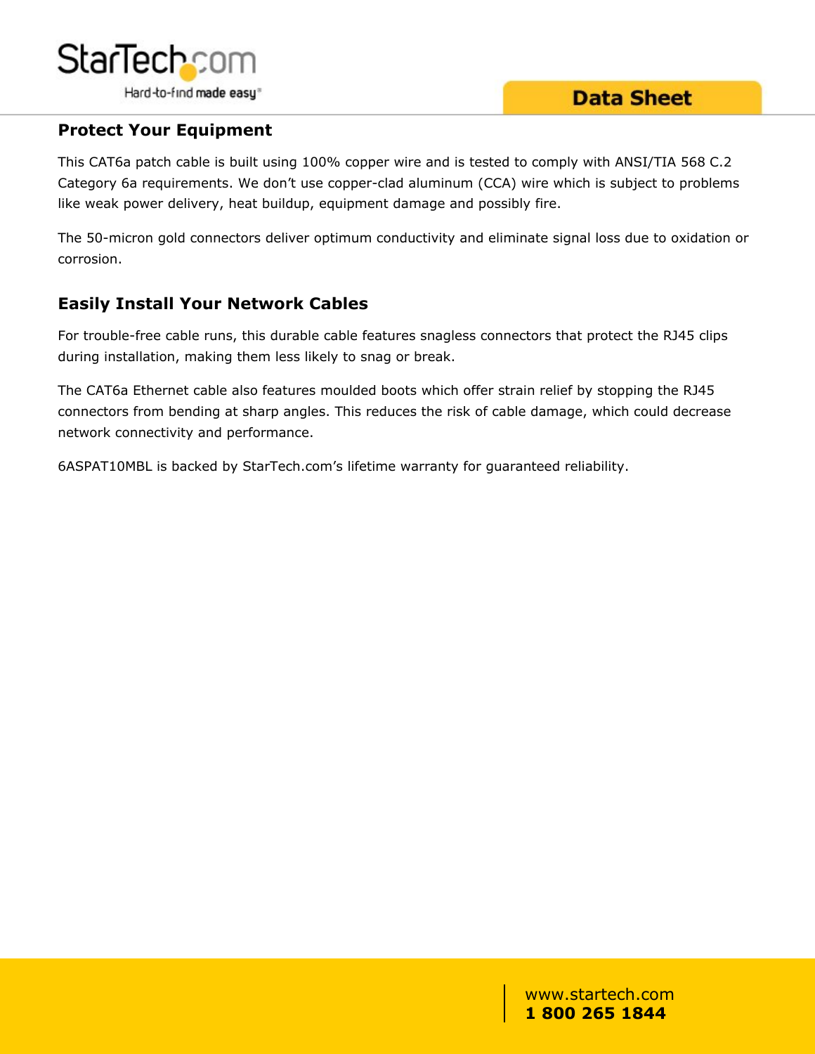## Protect Your Equipment

This CAT6a patch cable is built using 100% copper wire and is tested to comply with ANSI/TIA 568 C.2 Category 6a requirements. We don't use copper-clad aluminum (CCA) wire which is subject to problems like weak power delivery, heat buildup, equipment damage and possibly fire.

The 50-micron gold connectors deliver optimum conductivity and eliminate signal loss due to oxidation or corrosion.

## Easily Install Your Network Cables

For trouble-free cable runs, this durable cable features snagless connectors that protect the RJ45 clips during installation, making them less likely to snag or break.

The CAT6a Ethernet cable also features moulded boots which offer strain relief by stopping the RJ45 connectors from bending at sharp angles. This reduces the risk of cable damage, which could decrease network connectivity and performance.

6ASPAT10MBL is backed by StarTech.com's lifetime warranty for guaranteed reliability.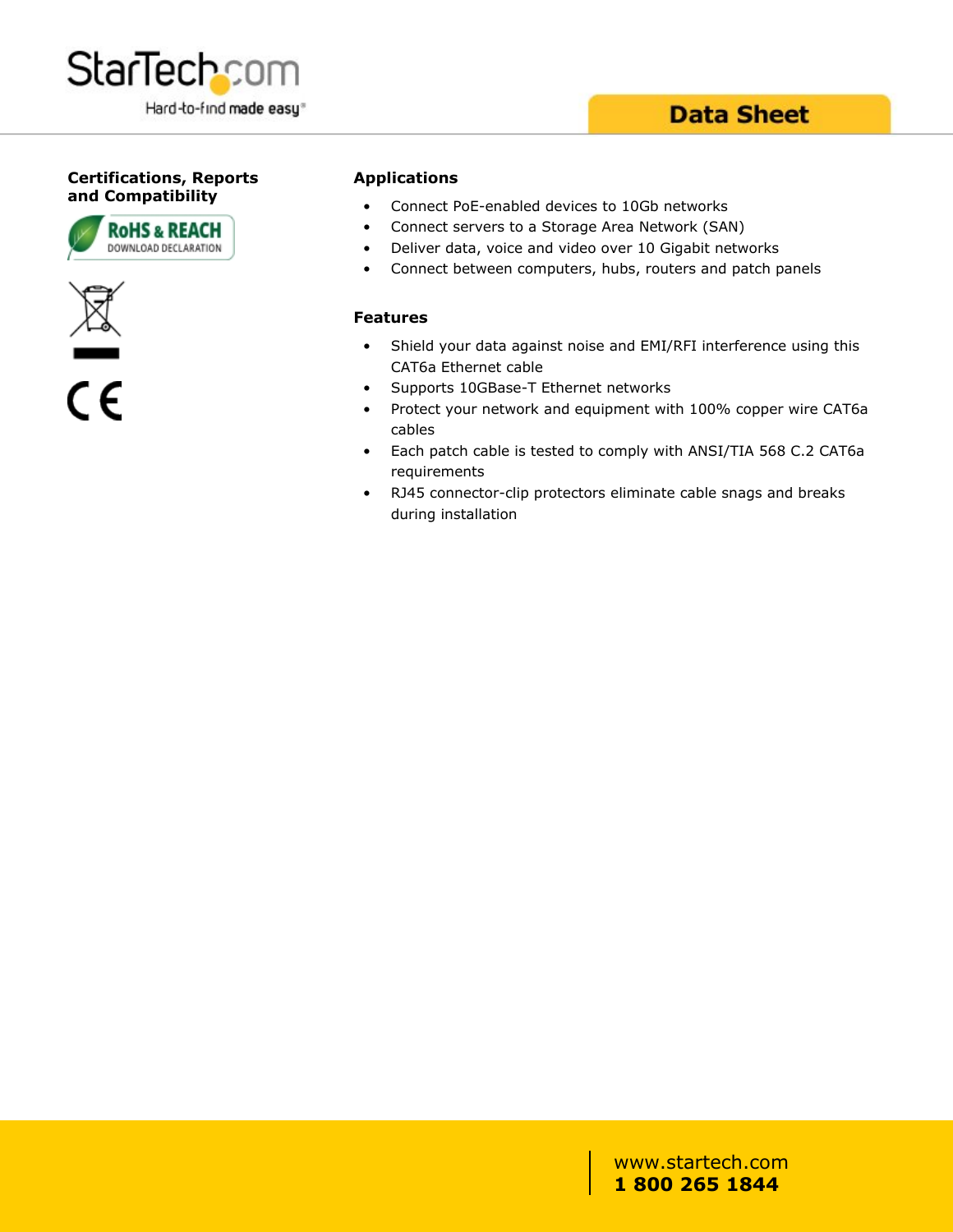## Certifications, Reports and Compatibility

RoHS & REACH DOWNLOAD DECLARATION

CE

## Applications

- Connect PoE-enabled devices to 10Gb networks
- Connect servers to a Storage Area Network (SAN)
- Deliver data, voice and video over 10 Gigabit networks
- Connect between computers, hubs, routers and patch panels

## Features

- Shield your data against noise and EMI/RFI interference using this CAT6a Ethernet cable
- Supports 10GBase-T Ethernet networks
- Protect your network and equipment with 100% copper wire CAT6a cables
- Each patch cable is tested to comply with ANSI/TIA 568 C.2 CAT6a requirements
- RJ45 connector-clip protectors eliminate cable snags and breaks during installation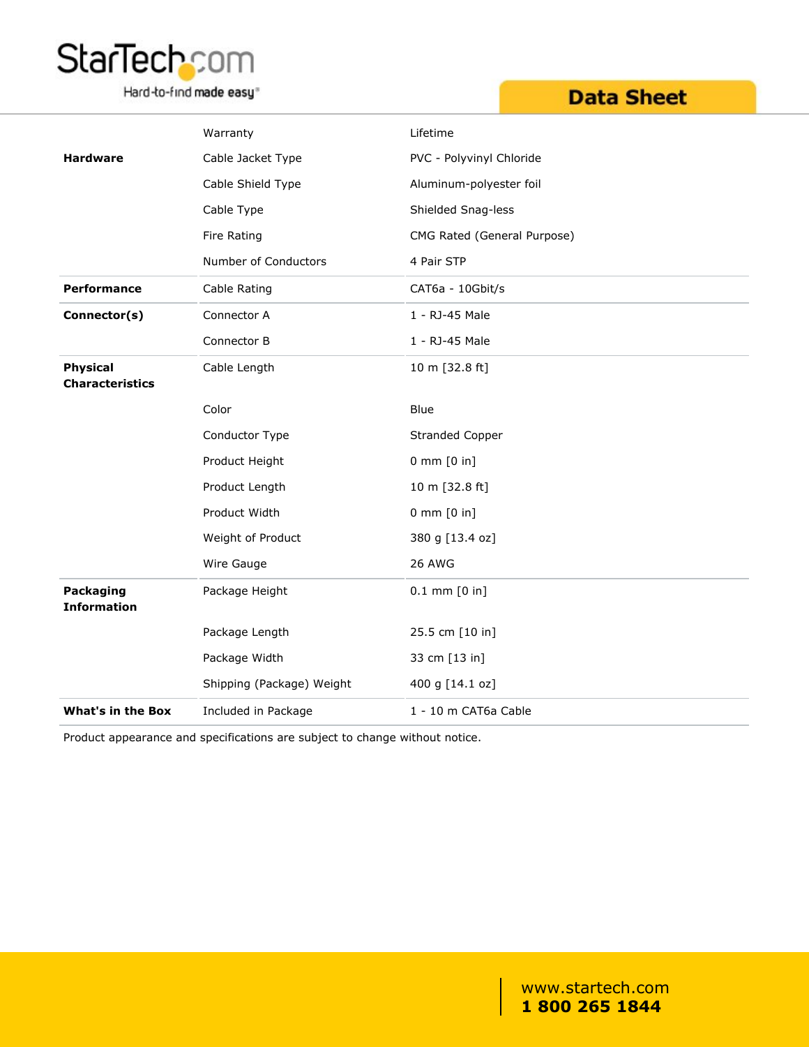| | | |
|---|---|---|
| | Warranty | Lifetime |
| **Hardware** | Cable Jacket Type | PVC - Polyvinyl Chloride |
| | Cable Shield Type | Aluminum-polyester foil |
| | Cable Type | Shielded Snag-less |
| | Fire Rating | CMG Rated (General Purpose) |
| | Number of Conductors | 4 Pair STP |
| **Performance** | Cable Rating | CAT6a - 10Gbit/s |
| **Connector(s)** | Connector A | 1 - RJ-45 Male |
| | Connector B | 1 - RJ-45 Male |
| **Physical Characteristics** | Cable Length | 10 m [32.8 ft] |
| | Color | Blue |
| | Conductor Type | Stranded Copper |
| | Product Height | 0 mm [0 in] |
| | Product Length | 10 m [32.8 ft] |
| | Product Width | 0 mm [0 in] |
| | Weight of Product | 380 g [13.4 oz] |
| | Wire Gauge | 26 AWG |
| **Packaging Information** | Package Height | 0.1 mm [0 in] |
| | Package Length | 25.5 cm [10 in] |
| | Package Width | 33 cm [13 in] |
| | Shipping (Package) Weight | 400 g [14.1 oz] |
| **What's in the Box** | Included in Package | 1 - 10 m CAT6a Cable |

Product appearance and specifications are subject to change without notice.